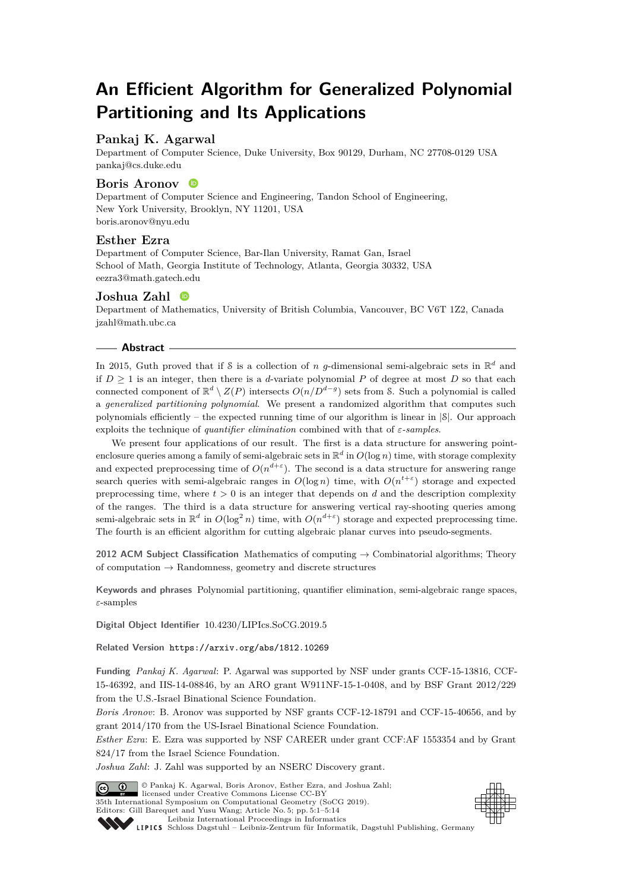# An Efficient Algorithm for Generalized Polynomial Partitioning and Its Applications

## Pankaj K. Agarwal

Department of Computer Science, Duke University, Box 90129, Durham, NC 27708-0129 USA
pankaj@cs.duke.edu

## Boris Aronov

Department of Computer Science and Engineering, Tandon School of Engineering,
New York University, Brooklyn, NY 11201, USA
boris.aronov@nyu.edu

## Esther Ezra

Department of Computer Science, Bar-Ilan University, Ramat Gan, Israel
School of Math, Georgia Institute of Technology, Atlanta, Georgia 30332, USA
eezra3@math.gatech.edu

## Joshua Zahl

Department of Mathematics, University of British Columbia, Vancouver, BC V6T 1Z2, Canada
jzahl@math.ubc.ca

### Abstract

In 2015, Guth proved that if $\mathcal{S}$ is a collection of $n$ $g$-dimensional semi-algebraic sets in $\mathbb{R}^d$ and if $D \geq 1$ is an integer, then there is a $d$-variate polynomial $P$ of degree at most $D$ so that each connected component of $\mathbb{R}^d \setminus Z(P)$ intersects $O(n/D^{d-g})$ sets from $\mathcal{S}$. Such a polynomial is called a *generalized partitioning polynomial*. We present a randomized algorithm that computes such polynomials efficiently – the expected running time of our algorithm is linear in $|\mathcal{S}|$. Our approach exploits the technique of *quantifier elimination* combined with that of *ε-samples*.

We present four applications of our result. The first is a data structure for answering point-enclosure queries among a family of semi-algebraic sets in $\mathbb{R}^d$ in $O(\log n)$ time, with storage complexity and expected preprocessing time of $O(n^{d+\varepsilon})$. The second is a data structure for answering range search queries with semi-algebraic ranges in $O(\log n)$ time, with $O(n^{t+\varepsilon})$ storage and expected preprocessing time, where $t > 0$ is an integer that depends on $d$ and the description complexity of the ranges. The third is a data structure for answering vertical ray-shooting queries among semi-algebraic sets in $\mathbb{R}^d$ in $O(\log^2 n)$ time, with $O(n^{d+\varepsilon})$ storage and expected preprocessing time. The fourth is an efficient algorithm for cutting algebraic planar curves into pseudo-segments.

**2012 ACM Subject Classification** Mathematics of computing → Combinatorial algorithms; Theory of computation → Randomness, geometry and discrete structures

**Keywords and phrases** Polynomial partitioning, quantifier elimination, semi-algebraic range spaces, ε-samples

**Digital Object Identifier** 10.4230/LIPIcs.SoCG.2019.5

**Related Version** https://arxiv.org/abs/1812.10269

**Funding** *Pankaj K. Agarwal*: P. Agarwal was supported by NSF under grants CCF-15-13816, CCF-15-46392, and IIS-14-08846, by an ARO grant W911NF-15-1-0408, and by BSF Grant 2012/229 from the U.S.-Israel Binational Science Foundation.
*Boris Aronov*: B. Aronov was supported by NSF grants CCF-12-18791 and CCF-15-40656, and by grant 2014/170 from the US-Israel Binational Science Foundation.
*Esther Ezra*: E. Ezra was supported by NSF CAREER under grant CCF:AF 1553354 and by Grant 824/17 from the Israel Science Foundation.
*Joshua Zahl*: J. Zahl was supported by an NSERC Discovery grant.

© Pankaj K. Agarwal, Boris Aronov, Esther Ezra, and Joshua Zahl;
licensed under Creative Commons License CC-BY
35th International Symposium on Computational Geometry (SoCG 2019).
Editors: Gill Barequet and Yusu Wang; Article No. 5; pp. 5:1–5:14
Leibniz International Proceedings in Informatics
Schloss Dagstuhl – Leibniz-Zentrum für Informatik, Dagstuhl Publishing, Germany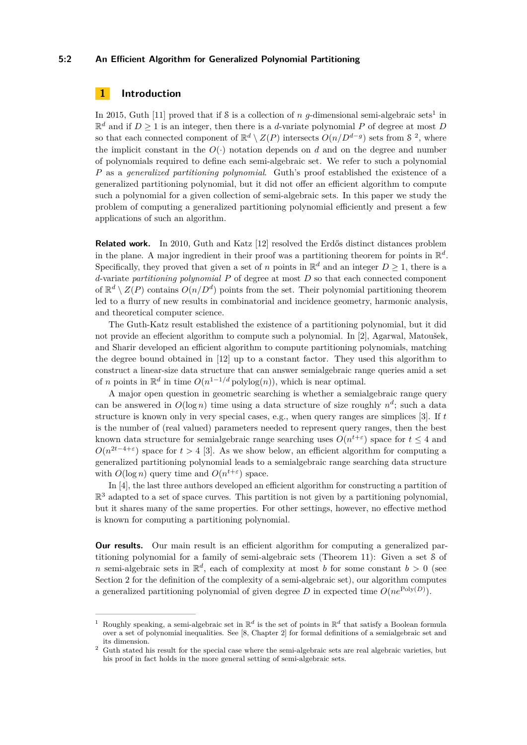## 1 Introduction

In 2015, Guth [11] proved that if $\mathcal{S}$ is a collection of $n$ $g$-dimensional semi-algebraic sets[1] in $\mathbb{R}^d$ and if $D \geq 1$ is an integer, then there is a $d$-variate polynomial $P$ of degree at most $D$ so that each connected component of $\mathbb{R}^d \setminus Z(P)$ intersects $O(n/D^{d-g})$ sets from $\mathcal{S}$ [2], where the implicit constant in the $O(\cdot)$ notation depends on $d$ and on the degree and number of polynomials required to define each semi-algebraic set. We refer to such a polynomial $P$ as a *generalized partitioning polynomial*. Guth's proof established the existence of a generalized partitioning polynomial, but it did not offer an efficient algorithm to compute such a polynomial for a given collection of semi-algebraic sets. In this paper we study the problem of computing a generalized partitioning polynomial efficiently and present a few applications of such an algorithm.

**Related work.** In 2010, Guth and Katz [12] resolved the Erdős distinct distances problem in the plane. A major ingredient in their proof was a partitioning theorem for points in $\mathbb{R}^d$. Specifically, they proved that given a set of $n$ points in $\mathbb{R}^d$ and an integer $D \geq 1$, there is a $d$-variate *partitioning polynomial* $P$ of degree at most $D$ so that each connected component of $\mathbb{R}^d \setminus Z(P)$ contains $O(n/D^d)$ points from the set. Their polynomial partitioning theorem led to a flurry of new results in combinatorial and incidence geometry, harmonic analysis, and theoretical computer science.

The Guth-Katz result established the existence of a partitioning polynomial, but it did not provide an effecient algorithm to compute such a polynomial. In [2], Agarwal, Matoušek, and Sharir developed an efficient algorithm to compute partitioning polynomials, matching the degree bound obtained in [12] up to a constant factor. They used this algorithm to construct a linear-size data structure that can answer semialgebraic range queries amid a set of $n$ points in $\mathbb{R}^d$ in time $O(n^{1-1/d}\,\mathrm{polylog}(n))$, which is near optimal.

A major open question in geometric searching is whether a semialgebraic range query can be answered in $O(\log n)$ time using a data structure of size roughly $n^d$; such a data structure is known only in very special cases, e.g., when query ranges are simplices [3]. If $t$ is the number of (real valued) parameters needed to represent query ranges, then the best known data structure for semialgebraic range searching uses $O(n^{t+\varepsilon})$ space for $t \leq 4$ and $O(n^{2t-4+\varepsilon})$ space for $t > 4$ [3]. As we show below, an efficient algorithm for computing a generalized partitioning polynomial leads to a semialgebraic range searching data structure with $O(\log n)$ query time and $O(n^{t+\varepsilon})$ space.

In [4], the last three authors developed an efficient algorithm for constructing a partition of $\mathbb{R}^3$ adapted to a set of space curves. This partition is not given by a partitioning polynomial, but it shares many of the same properties. For other settings, however, no effective method is known for computing a partitioning polynomial.

**Our results.** Our main result is an efficient algorithm for computing a generalized partitioning polynomial for a family of semi-algebraic sets (Theorem 11): Given a set $\mathcal{S}$ of $n$ semi-algebraic sets in $\mathbb{R}^d$, each of complexity at most $b$ for some constant $b > 0$ (see Section 2 for the definition of the complexity of a semi-algebraic set), our algorithm computes a generalized partitioning polynomial of given degree $D$ in expected time $O(ne^{\mathrm{Poly}(D)})$.

---

[1] Roughly speaking, a semi-algebraic set in $\mathbb{R}^d$ is the set of points in $\mathbb{R}^d$ that satisfy a Boolean formula over a set of polynomial inequalities. See [8, Chapter 2] for formal definitions of a semialgebraic set and its dimension.

[2] Guth stated his result for the special case where the semi-algebraic sets are real algebraic varieties, but his proof in fact holds in the more general setting of semi-algebraic sets.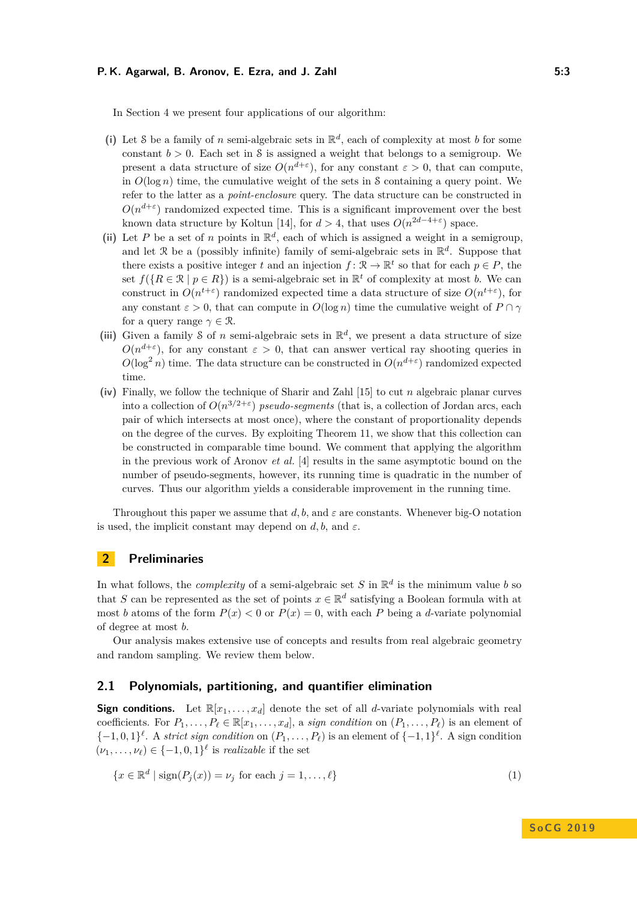In Section 4 we present four applications of our algorithm:

**(i)** Let $\mathcal{S}$ be a family of $n$ semi-algebraic sets in $\mathbb{R}^d$, each of complexity at most $b$ for some constant $b > 0$. Each set in $\mathcal{S}$ is assigned a weight that belongs to a semigroup. We present a data structure of size $O(n^{d+\varepsilon})$, for any constant $\varepsilon > 0$, that can compute, in $O(\log n)$ time, the cumulative weight of the sets in $\mathcal{S}$ containing a query point. We refer to the latter as a *point-enclosure* query. The data structure can be constructed in $O(n^{d+\varepsilon})$ randomized expected time. This is a significant improvement over the best known data structure by Koltun [14], for $d > 4$, that uses $O(n^{2d-4+\varepsilon})$ space.

**(ii)** Let $P$ be a set of $n$ points in $\mathbb{R}^d$, each of which is assigned a weight in a semigroup, and let $\mathcal{R}$ be a (possibly infinite) family of semi-algebraic sets in $\mathbb{R}^d$. Suppose that there exists a positive integer $t$ and an injection $f\colon \mathcal{R} \to \mathbb{R}^t$ so that for each $p \in P$, the set $f(\{R \in \mathcal{R} \mid p \in R\})$ is a semi-algebraic set in $\mathbb{R}^t$ of complexity at most $b$. We can construct in $O(n^{t+\varepsilon})$ randomized expected time a data structure of size $O(n^{t+\varepsilon})$, for any constant $\varepsilon > 0$, that can compute in $O(\log n)$ time the cumulative weight of $P \cap \gamma$ for a query range $\gamma \in \mathcal{R}$.

**(iii)** Given a family $\mathcal{S}$ of $n$ semi-algebraic sets in $\mathbb{R}^d$, we present a data structure of size $O(n^{d+\varepsilon})$, for any constant $\varepsilon > 0$, that can answer vertical ray shooting queries in $O(\log^2 n)$ time. The data structure can be constructed in $O(n^{d+\varepsilon})$ randomized expected time.

**(iv)** Finally, we follow the technique of Sharir and Zahl [15] to cut $n$ algebraic planar curves into a collection of $O(n^{3/2+\varepsilon})$ *pseudo-segments* (that is, a collection of Jordan arcs, each pair of which intersects at most once), where the constant of proportionality depends on the degree of the curves. By exploiting Theorem 11, we show that this collection can be constructed in comparable time bound. We comment that applying the algorithm in the previous work of Aronov *et al.* [4] results in the same asymptotic bound on the number of pseudo-segments, however, its running time is quadratic in the number of curves. Thus our algorithm yields a considerable improvement in the running time.

Throughout this paper we assume that $d, b$, and $\varepsilon$ are constants. Whenever big-O notation is used, the implicit constant may depend on $d, b$, and $\varepsilon$.

## 2 Preliminaries

In what follows, the *complexity* of a semi-algebraic set $S$ in $\mathbb{R}^d$ is the minimum value $b$ so that $S$ can be represented as the set of points $x \in \mathbb{R}^d$ satisfying a Boolean formula with at most $b$ atoms of the form $P(x) < 0$ or $P(x) = 0$, with each $P$ being a $d$-variate polynomial of degree at most $b$.

Our analysis makes extensive use of concepts and results from real algebraic geometry and random sampling. We review them below.

### 2.1 Polynomials, partitioning, and quantifier elimination

**Sign conditions.** Let $\mathbb{R}[x_1, \ldots, x_d]$ denote the set of all $d$-variate polynomials with real coefficients. For $P_1, \ldots, P_\ell \in \mathbb{R}[x_1, \ldots, x_d]$, a *sign condition* on $(P_1, \ldots, P_\ell)$ is an element of $\{-1, 0, 1\}^\ell$. A *strict sign condition* on $(P_1, \ldots, P_\ell)$ is an element of $\{-1, 1\}^\ell$. A sign condition $(\nu_1, \ldots, \nu_\ell) \in \{-1, 0, 1\}^\ell$ is *realizable* if the set

$$\{x \in \mathbb{R}^d \mid \operatorname{sign}(P_j(x)) = \nu_j \text{ for each } j = 1, \ldots, \ell\} \tag{1}$$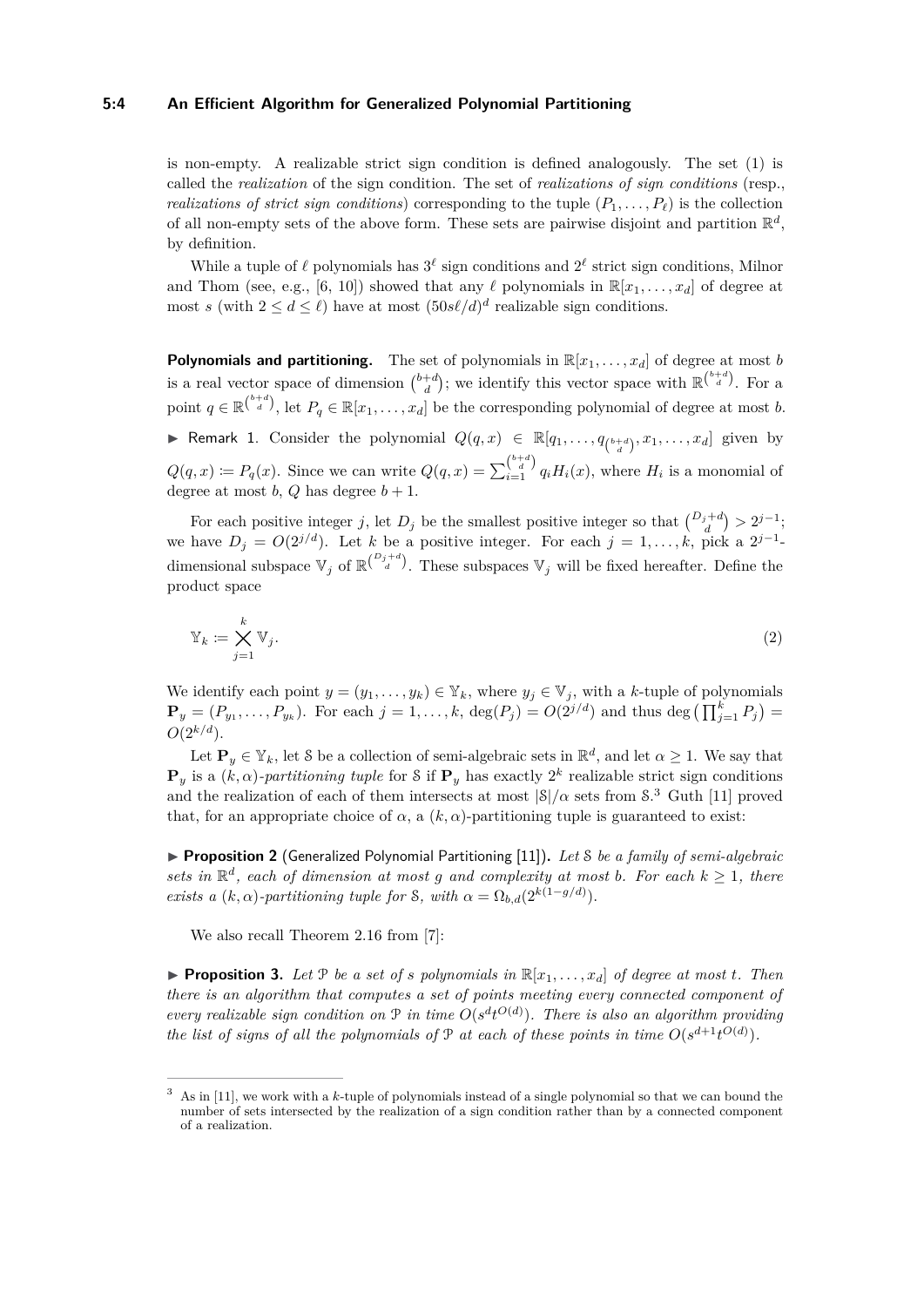is non-empty. A realizable strict sign condition is defined analogously. The set (1) is called the *realization* of the sign condition. The set of *realizations of sign conditions* (resp., *realizations of strict sign conditions*) corresponding to the tuple $(P_1, \ldots, P_\ell)$ is the collection of all non-empty sets of the above form. These sets are pairwise disjoint and partition $\mathbb{R}^d$, by definition.

While a tuple of $\ell$ polynomials has $3^\ell$ sign conditions and $2^\ell$ strict sign conditions, Milnor and Thom (see, e.g., [6, 10]) showed that any $\ell$ polynomials in $\mathbb{R}[x_1, \ldots, x_d]$ of degree at most $s$ (with $2 \le d \le \ell$) have at most $(50s\ell/d)^d$ realizable sign conditions.

**Polynomials and partitioning.** The set of polynomials in $\mathbb{R}[x_1, \ldots, x_d]$ of degree at most $b$ is a real vector space of dimension $\binom{b+d}{d}$; we identify this vector space with $\mathbb{R}^{\binom{b+d}{d}}$. For a point $q \in \mathbb{R}^{\binom{b+d}{d}}$, let $P_q \in \mathbb{R}[x_1, \ldots, x_d]$ be the corresponding polynomial of degree at most $b$.

▶ Remark 1. Consider the polynomial $Q(q, x) \in \mathbb{R}[q_1, \ldots, q_{\binom{b+d}{d}}, x_1, \ldots, x_d]$ given by $Q(q, x) \coloneqq P_q(x)$. Since we can write $Q(q, x) = \sum_{i=1}^{\binom{b+d}{d}} q_i H_i(x)$, where $H_i$ is a monomial of degree at most $b$, $Q$ has degree $b + 1$.

For each positive integer $j$, let $D_j$ be the smallest positive integer so that $\binom{D_j+d}{d} > 2^{j-1}$; we have $D_j = O(2^{j/d})$. Let $k$ be a positive integer. For each $j = 1, \ldots, k$, pick a $2^{j-1}$-dimensional subspace $\mathbb{V}_j$ of $\mathbb{R}^{\binom{D_j+d}{d}}$. These subspaces $\mathbb{V}_j$ will be fixed hereafter. Define the product space

$$\mathbb{Y}_k \coloneqq \bigtimes_{j=1}^{k} \mathbb{V}_j. \tag{2}$$

We identify each point $y = (y_1, \ldots, y_k) \in \mathbb{Y}_k$, where $y_j \in \mathbb{V}_j$, with a $k$-tuple of polynomials $\mathbf{P}_y = (P_{y_1}, \ldots, P_{y_k})$. For each $j = 1, \ldots, k$, $\deg(P_j) = O(2^{j/d})$ and thus $\deg\left(\prod_{j=1}^{k} P_j\right) = O(2^{k/d})$.

Let $\mathbf{P}_y \in \mathbb{Y}_k$, let $\mathcal{S}$ be a collection of semi-algebraic sets in $\mathbb{R}^d$, and let $\alpha \ge 1$. We say that $\mathbf{P}_y$ is a *$(k, \alpha)$-partitioning tuple* for $\mathcal{S}$ if $\mathbf{P}_y$ has exactly $2^k$ realizable strict sign conditions and the realization of each of them intersects at most $|\mathcal{S}|/\alpha$ sets from $\mathcal{S}$.[3] Guth [11] proved that, for an appropriate choice of $\alpha$, a $(k, \alpha)$-partitioning tuple is guaranteed to exist:

▶ **Proposition 2** (Generalized Polynomial Partitioning [11]). *Let $\mathcal{S}$ be a family of semi-algebraic sets in $\mathbb{R}^d$, each of dimension at most $g$ and complexity at most $b$. For each $k \ge 1$, there exists a $(k, \alpha)$-partitioning tuple for $\mathcal{S}$, with $\alpha = \Omega_{b,d}(2^{k(1-g/d)})$.*

We also recall Theorem 2.16 from [7]:

▶ **Proposition 3.** *Let $\mathcal{P}$ be a set of $s$ polynomials in $\mathbb{R}[x_1, \ldots, x_d]$ of degree at most $t$. Then there is an algorithm that computes a set of points meeting every connected component of every realizable sign condition on $\mathcal{P}$ in time $O(s^d t^{O(d)})$. There is also an algorithm providing the list of signs of all the polynomials of $\mathcal{P}$ at each of these points in time $O(s^{d+1} t^{O(d)})$.*

---

[3] As in [11], we work with a $k$-tuple of polynomials instead of a single polynomial so that we can bound the number of sets intersected by the realization of a sign condition rather than by a connected component of a realization.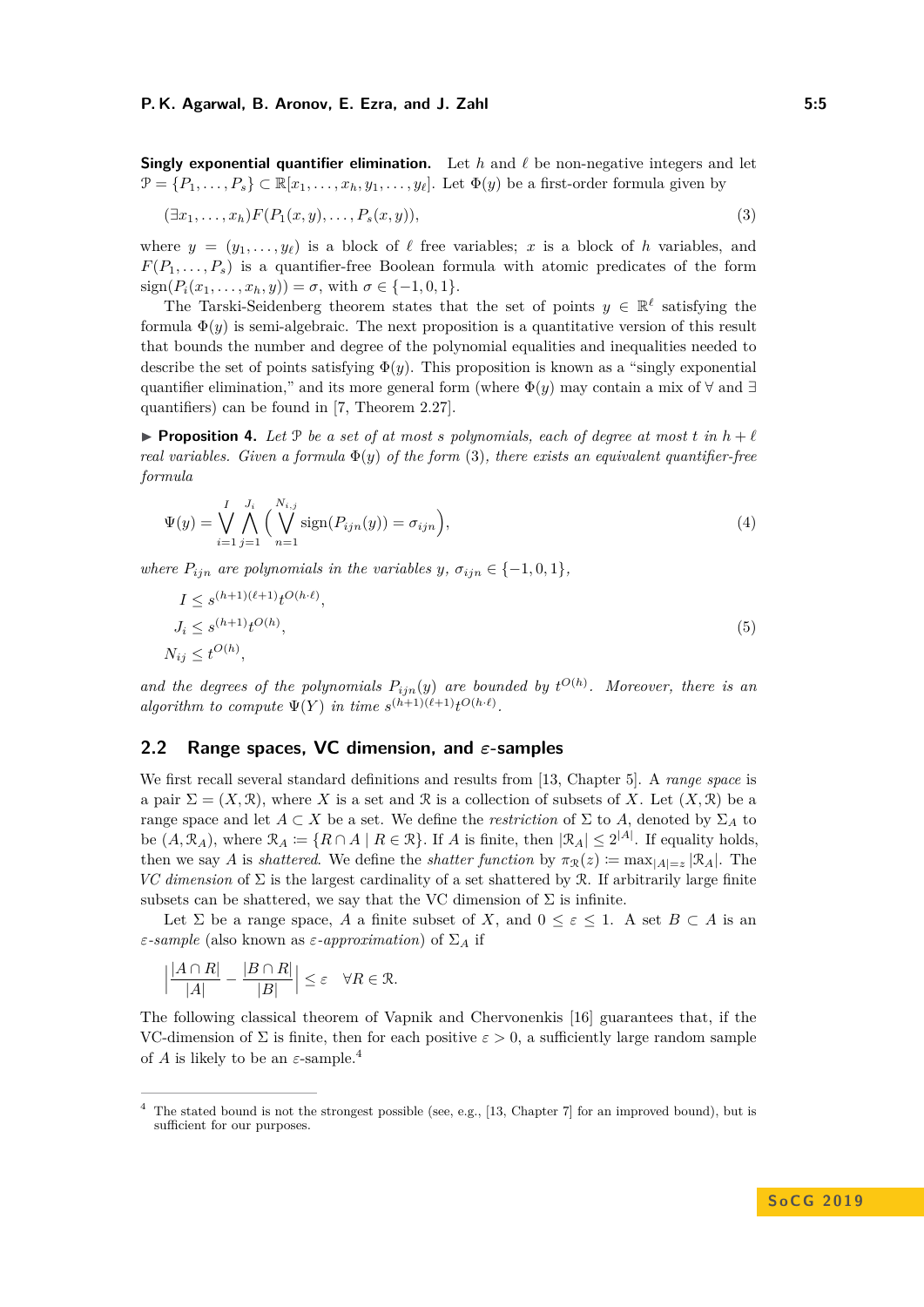**Singly exponential quantifier elimination.** Let $h$ and $\ell$ be non-negative integers and let $\mathcal{P} = \{P_1, \ldots, P_s\} \subset \mathbb{R}[x_1, \ldots, x_h, y_1, \ldots, y_\ell]$. Let $\Phi(y)$ be a first-order formula given by

$$(\exists x_1, \ldots, x_h) F(P_1(x, y), \ldots, P_s(x, y)), \tag{3}$$

where $y = (y_1, \ldots, y_\ell)$ is a block of $\ell$ free variables; $x$ is a block of $h$ variables, and $F(P_1, \ldots, P_s)$ is a quantifier-free Boolean formula with atomic predicates of the form $\operatorname{sign}(P_i(x_1, \ldots, x_h, y)) = \sigma$, with $\sigma \in \{-1, 0, 1\}$.

The Tarski-Seidenberg theorem states that the set of points $y \in \mathbb{R}^\ell$ satisfying the formula $\Phi(y)$ is semi-algebraic. The next proposition is a quantitative version of this result that bounds the number and degree of the polynomial equalities and inequalities needed to describe the set of points satisfying $\Phi(y)$. This proposition is known as a "singly exponential quantifier elimination," and its more general form (where $\Phi(y)$ may contain a mix of $\forall$ and $\exists$ quantifiers) can be found in [7, Theorem 2.27].

▶ **Proposition 4.** *Let $\mathcal{P}$ be a set of at most $s$ polynomials, each of degree at most $t$ in $h + \ell$ real variables. Given a formula $\Phi(y)$ of the form (3), there exists an equivalent quantifier-free formula*

$$\Psi(y) = \bigvee_{i=1}^{I} \bigwedge_{j=1}^{J_i} \Big( \bigvee_{n=1}^{N_{i,j}} \operatorname{sign}(P_{ijn}(y)) = \sigma_{ijn} \Big), \tag{4}$$

*where $P_{ijn}$ are polynomials in the variables $y$, $\sigma_{ijn} \in \{-1, 0, 1\}$,*

$$\begin{aligned} I &\le s^{(h+1)(\ell+1)} t^{O(h \cdot \ell)}, \\ J_i &\le s^{(h+1)} t^{O(h)}, \\ N_{ij} &\le t^{O(h)}, \end{aligned} \tag{5}$$

*and the degrees of the polynomials $P_{ijn}(y)$ are bounded by $t^{O(h)}$. Moreover, there is an algorithm to compute $\Psi(Y)$ in time $s^{(h+1)(\ell+1)} t^{O(h \cdot \ell)}$.*

## 2.2 Range spaces, VC dimension, and $\varepsilon$-samples

We first recall several standard definitions and results from [13, Chapter 5]. A *range space* is a pair $\Sigma = (X, \mathcal{R})$, where $X$ is a set and $\mathcal{R}$ is a collection of subsets of $X$. Let $(X, \mathcal{R})$ be a range space and let $A \subset X$ be a set. We define the *restriction* of $\Sigma$ to $A$, denoted by $\Sigma_A$ to be $(A, \mathcal{R}_A)$, where $\mathcal{R}_A \coloneqq \{R \cap A \mid R \in \mathcal{R}\}$. If $A$ is finite, then $|\mathcal{R}_A| \le 2^{|A|}$. If equality holds, then we say $A$ is *shattered*. We define the *shatter function* by $\pi_{\mathcal{R}}(z) \coloneqq \max_{|A|=z} |\mathcal{R}_A|$. The *VC dimension* of $\Sigma$ is the largest cardinality of a set shattered by $\mathcal{R}$. If arbitrarily large finite subsets can be shattered, we say that the VC dimension of $\Sigma$ is infinite.

Let $\Sigma$ be a range space, $A$ a finite subset of $X$, and $0 \le \varepsilon \le 1$. A set $B \subset A$ is an *$\varepsilon$-sample* (also known as *$\varepsilon$-approximation*) of $\Sigma_A$ if

$$\Big| \frac{|A \cap R|}{|A|} - \frac{|B \cap R|}{|B|} \Big| \le \varepsilon \quad \forall R \in \mathcal{R}.$$

The following classical theorem of Vapnik and Chervonenkis [16] guarantees that, if the VC-dimension of $\Sigma$ is finite, then for each positive $\varepsilon > 0$, a sufficiently large random sample of $A$ is likely to be an $\varepsilon$-sample.[4]

[4] The stated bound is not the strongest possible (see, e.g., [13, Chapter 7] for an improved bound), but is sufficient for our purposes.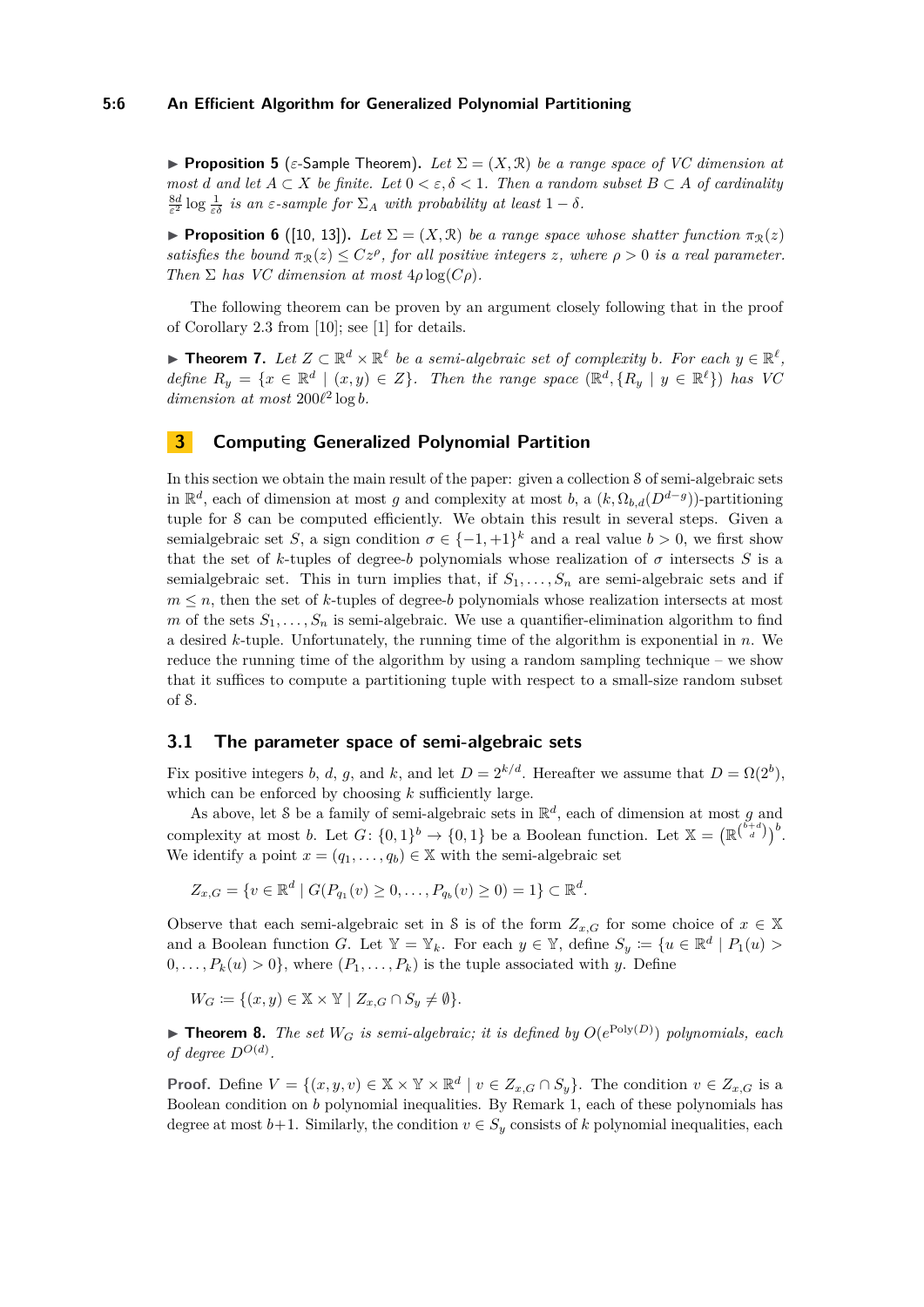▶ **Proposition 5** ($\varepsilon$-Sample Theorem)**.** *Let $\Sigma = (X, \mathcal{R})$ be a range space of VC dimension at most $d$ and let $A \subset X$ be finite. Let $0 < \varepsilon, \delta < 1$. Then a random subset $B \subset A$ of cardinality $\frac{8d}{\varepsilon^2} \log \frac{1}{\varepsilon\delta}$ is an $\varepsilon$-sample for $\Sigma_A$ with probability at least $1 - \delta$.*

▶ **Proposition 6** ([10, 13])**.** *Let $\Sigma = (X, \mathcal{R})$ be a range space whose shatter function $\pi_{\mathcal{R}}(z)$ satisfies the bound $\pi_{\mathcal{R}}(z) \leq Cz^{\rho}$, for all positive integers $z$, where $\rho > 0$ is a real parameter. Then $\Sigma$ has VC dimension at most $4\rho \log(C\rho)$.*

The following theorem can be proven by an argument closely following that in the proof of Corollary 2.3 from [10]; see [1] for details.

▶ **Theorem 7.** *Let $Z \subset \mathbb{R}^d \times \mathbb{R}^\ell$ be a semi-algebraic set of complexity $b$. For each $y \in \mathbb{R}^\ell$, define $R_y = \{x \in \mathbb{R}^d \mid (x, y) \in Z\}$. Then the range space $(\mathbb{R}^d, \{R_y \mid y \in \mathbb{R}^\ell\})$ has VC dimension at most $200\ell^2 \log b$.*

## 3 Computing Generalized Polynomial Partition

In this section we obtain the main result of the paper: given a collection $\mathcal{S}$ of semi-algebraic sets in $\mathbb{R}^d$, each of dimension at most $g$ and complexity at most $b$, a $(k, \Omega_{b,d}(D^{d-g}))$-partitioning tuple for $\mathcal{S}$ can be computed efficiently. We obtain this result in several steps. Given a semialgebraic set $S$, a sign condition $\sigma \in \{-1, +1\}^k$ and a real value $b > 0$, we first show that the set of $k$-tuples of degree-$b$ polynomials whose realization of $\sigma$ intersects $S$ is a semialgebraic set. This in turn implies that, if $S_1, \ldots, S_n$ are semi-algebraic sets and if $m \leq n$, then the set of $k$-tuples of degree-$b$ polynomials whose realization intersects at most $m$ of the sets $S_1, \ldots, S_n$ is semi-algebraic. We use a quantifier-elimination algorithm to find a desired $k$-tuple. Unfortunately, the running time of the algorithm is exponential in $n$. We reduce the running time of the algorithm by using a random sampling technique – we show that it suffices to compute a partitioning tuple with respect to a small-size random subset of $\mathcal{S}$.

### 3.1 The parameter space of semi-algebraic sets

Fix positive integers $b$, $d$, $g$, and $k$, and let $D = 2^{k/d}$. Hereafter we assume that $D = \Omega(2^b)$, which can be enforced by choosing $k$ sufficiently large.

As above, let $\mathcal{S}$ be a family of semi-algebraic sets in $\mathbb{R}^d$, each of dimension at most $g$ and complexity at most $b$. Let $G\colon \{0,1\}^b \to \{0,1\}$ be a Boolean function. Let $\mathbb{X} = \left(\mathbb{R}^{\binom{b+d}{d}}\right)^b$. We identify a point $x = (q_1, \ldots, q_b) \in \mathbb{X}$ with the semi-algebraic set

$$Z_{x,G} = \{v \in \mathbb{R}^d \mid G(P_{q_1}(v) \geq 0, \ldots, P_{q_b}(v) \geq 0) = 1\} \subset \mathbb{R}^d.$$

Observe that each semi-algebraic set in $\mathcal{S}$ is of the form $Z_{x,G}$ for some choice of $x \in \mathbb{X}$ and a Boolean function $G$. Let $\mathbb{Y} = \mathbb{Y}_k$. For each $y \in \mathbb{Y}$, define $S_y \coloneqq \{u \in \mathbb{R}^d \mid P_1(u) > 0, \ldots, P_k(u) > 0\}$, where $(P_1, \ldots, P_k)$ is the tuple associated with $y$. Define

$$W_G \coloneqq \{(x, y) \in \mathbb{X} \times \mathbb{Y} \mid Z_{x,G} \cap S_y \neq \emptyset\}.$$

▶ **Theorem 8.** *The set $W_G$ is semi-algebraic; it is defined by $O(e^{\mathrm{Poly}(D)})$ polynomials, each of degree $D^{O(d)}$.*

**Proof.** Define $V = \{(x, y, v) \in \mathbb{X} \times \mathbb{Y} \times \mathbb{R}^d \mid v \in Z_{x,G} \cap S_y\}$. The condition $v \in Z_{x,G}$ is a Boolean condition on $b$ polynomial inequalities. By Remark 1, each of these polynomials has degree at most $b+1$. Similarly, the condition $v \in S_y$ consists of $k$ polynomial inequalities, each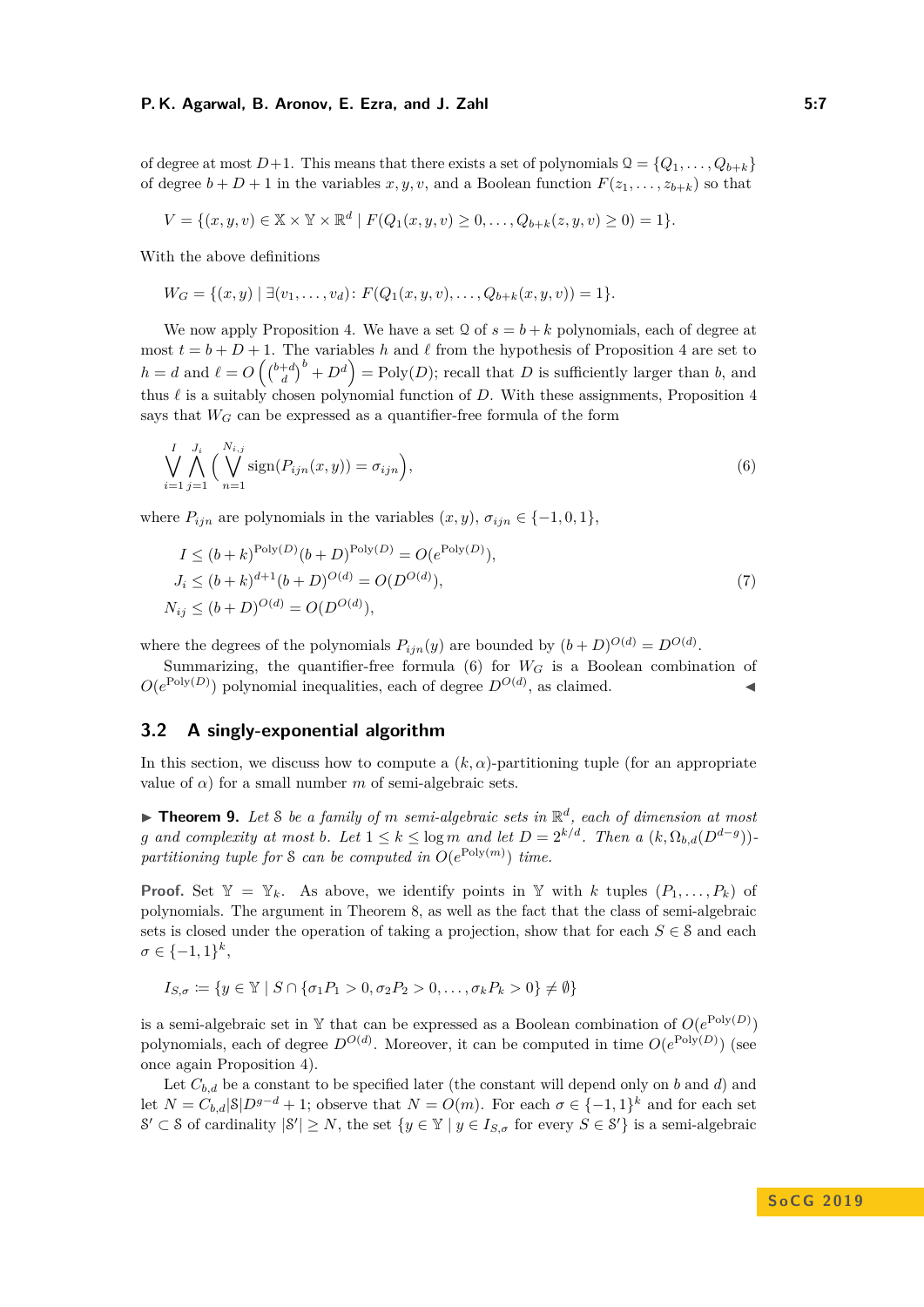of degree at most $D+1$. This means that there exists a set of polynomials $\mathcal{Q} = \{Q_1, \ldots, Q_{b+k}\}$ of degree $b + D + 1$ in the variables $x, y, v$, and a Boolean function $F(z_1, \ldots, z_{b+k})$ so that

$$V = \{(x, y, v) \in \mathbb{X} \times \mathbb{Y} \times \mathbb{R}^d \mid F(Q_1(x, y, v) \geq 0, \ldots, Q_{b+k}(z, y, v) \geq 0) = 1\}.$$

With the above definitions

$$W_G = \{(x, y) \mid \exists (v_1, \ldots, v_d)\colon F(Q_1(x, y, v), \ldots, Q_{b+k}(x, y, v)) = 1\}.$$

We now apply Proposition 4. We have a set $\mathcal{Q}$ of $s = b + k$ polynomials, each of degree at most $t = b + D + 1$. The variables $h$ and $\ell$ from the hypothesis of Proposition 4 are set to $h = d$ and $\ell = O\left(\binom{b+d}{d}^b + D^d\right) = \mathrm{Poly}(D)$; recall that $D$ is sufficiently larger than $b$, and thus $\ell$ is a suitably chosen polynomial function of $D$. With these assignments, Proposition 4 says that $W_G$ can be expressed as a quantifier-free formula of the form

$$\bigvee_{i=1}^{I} \bigwedge_{j=1}^{J_i} \Big( \bigvee_{n=1}^{N_{i,j}} \mathrm{sign}(P_{ijn}(x, y)) = \sigma_{ijn} \Big), \tag{6}$$

where $P_{ijn}$ are polynomials in the variables $(x, y)$, $\sigma_{ijn} \in \{-1, 0, 1\}$,

$$\begin{aligned}
I &\leq (b+k)^{\mathrm{Poly}(D)} (b+D)^{\mathrm{Poly}(D)} = O(e^{\mathrm{Poly}(D)}),\\
J_i &\leq (b+k)^{d+1} (b+D)^{O(d)} = O(D^{O(d)}),\\
N_{ij} &\leq (b+D)^{O(d)} = O(D^{O(d)}),
\end{aligned} \tag{7}$$

where the degrees of the polynomials $P_{ijn}(y)$ are bounded by $(b+D)^{O(d)} = D^{O(d)}$.

Summarizing, the quantifier-free formula (6) for $W_G$ is a Boolean combination of $O(e^{\mathrm{Poly}(D)})$ polynomial inequalities, each of degree $D^{O(d)}$, as claimed. ◀

## 3.2 A singly-exponential algorithm

In this section, we discuss how to compute a $(k, \alpha)$-partitioning tuple (for an appropriate value of $\alpha$) for a small number $m$ of semi-algebraic sets.

▶ **Theorem 9.** *Let $\mathcal{S}$ be a family of $m$ semi-algebraic sets in $\mathbb{R}^d$, each of dimension at most $g$ and complexity at most $b$. Let $1 \leq k \leq \log m$ and let $D = 2^{k/d}$. Then a $(k, \Omega_{b,d}(D^{d-g}))$-partitioning tuple for $\mathcal{S}$ can be computed in $O(e^{\mathrm{Poly}(m)})$ time.*

**Proof.** Set $\mathbb{Y} = \mathbb{Y}_k$. As above, we identify points in $\mathbb{Y}$ with $k$ tuples $(P_1, \ldots, P_k)$ of polynomials. The argument in Theorem 8, as well as the fact that the class of semi-algebraic sets is closed under the operation of taking a projection, show that for each $S \in \mathcal{S}$ and each $\sigma \in \{-1, 1\}^k$,

$$I_{S,\sigma} \coloneqq \{y \in \mathbb{Y} \mid S \cap \{\sigma_1 P_1 > 0, \sigma_2 P_2 > 0, \ldots, \sigma_k P_k > 0\} \neq \emptyset\}$$

is a semi-algebraic set in $\mathbb{Y}$ that can be expressed as a Boolean combination of $O(e^{\mathrm{Poly}(D)})$ polynomials, each of degree $D^{O(d)}$. Moreover, it can be computed in time $O(e^{\mathrm{Poly}(D)})$ (see once again Proposition 4).

Let $C_{b,d}$ be a constant to be specified later (the constant will depend only on $b$ and $d$) and let $N = C_{b,d}|\mathcal{S}|D^{g-d} + 1$; observe that $N = O(m)$. For each $\sigma \in \{-1, 1\}^k$ and for each set $\mathcal{S}' \subset \mathcal{S}$ of cardinality $|\mathcal{S}'| \geq N$, the set $\{y \in \mathbb{Y} \mid y \in I_{S,\sigma}$ for every $S \in \mathcal{S}'\}$ is a semi-algebraic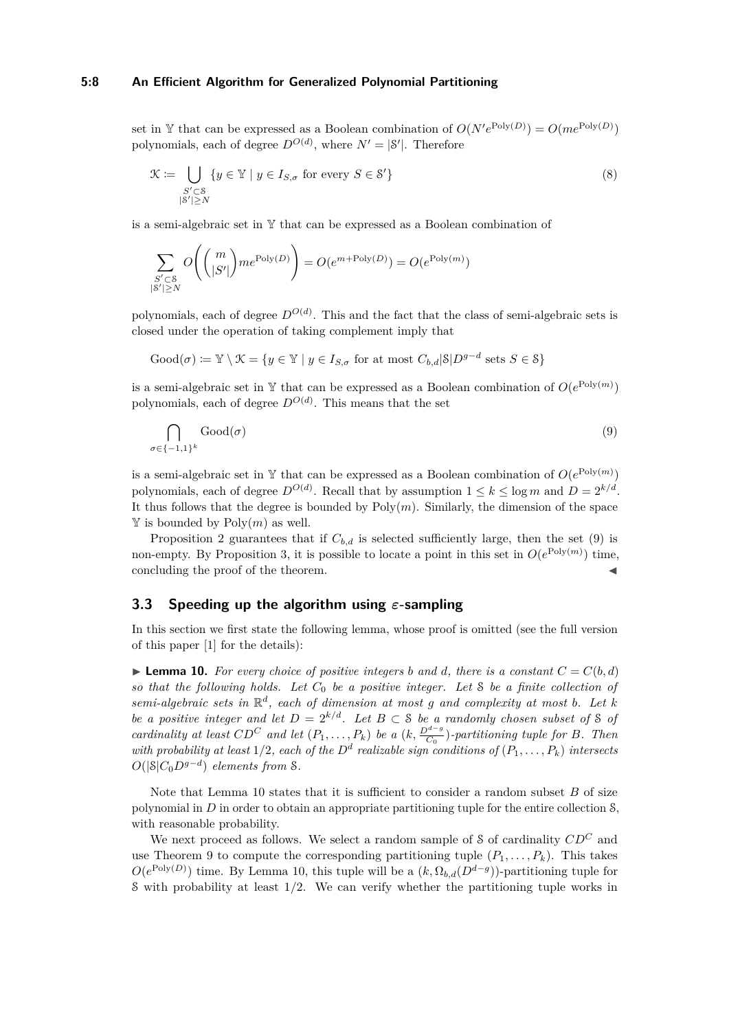set in $\mathbb{Y}$ that can be expressed as a Boolean combination of $O(N'e^{\mathrm{Poly}(D)}) = O(me^{\mathrm{Poly}(D)})$ polynomials, each of degree $D^{O(d)}$, where $N' = |\mathcal{S}'|$. Therefore

$$\mathcal{K} \coloneqq \bigcup_{\substack{\mathcal{S}' \subset \mathcal{S} \\ |\mathcal{S}'| \geq N}} \{y \in \mathbb{Y} \mid y \in I_{S,\sigma} \text{ for every } S \in \mathcal{S}'\} \tag{8}$$

is a semi-algebraic set in $\mathbb{Y}$ that can be expressed as a Boolean combination of

$$\sum_{\substack{\mathcal{S}' \subset \mathcal{S} \\ |\mathcal{S}'| \geq N}} O\left( \binom{m}{|\mathcal{S}'|} me^{\mathrm{Poly}(D)} \right) = O(e^{m + \mathrm{Poly}(D)}) = O(e^{\mathrm{Poly}(m)})$$

polynomials, each of degree $D^{O(d)}$. This and the fact that the class of semi-algebraic sets is closed under the operation of taking complement imply that

$$\mathrm{Good}(\sigma) \coloneqq \mathbb{Y} \setminus \mathcal{K} = \{y \in \mathbb{Y} \mid y \in I_{S,\sigma} \text{ for at most } C_{b,d}|\mathcal{S}|D^{g-d} \text{ sets } S \in \mathcal{S}\}$$

is a semi-algebraic set in $\mathbb{Y}$ that can be expressed as a Boolean combination of $O(e^{\mathrm{Poly}(m)})$ polynomials, each of degree $D^{O(d)}$. This means that the set

$$\bigcap_{\sigma \in \{-1,1\}^k} \mathrm{Good}(\sigma) \tag{9}$$

is a semi-algebraic set in $\mathbb{Y}$ that can be expressed as a Boolean combination of $O(e^{\mathrm{Poly}(m)})$ polynomials, each of degree $D^{O(d)}$. Recall that by assumption $1 \leq k \leq \log m$ and $D = 2^{k/d}$. It thus follows that the degree is bounded by $\mathrm{Poly}(m)$. Similarly, the dimension of the space $\mathbb{Y}$ is bounded by $\mathrm{Poly}(m)$ as well.

Proposition 2 guarantees that if $C_{b,d}$ is selected sufficiently large, then the set (9) is non-empty. By Proposition 3, it is possible to locate a point in this set in $O(e^{\mathrm{Poly}(m)})$ time, concluding the proof of the theorem. ◀

## 3.3 Speeding up the algorithm using $\varepsilon$-sampling

In this section we first state the following lemma, whose proof is omitted (see the full version of this paper [1] for the details):

▶ **Lemma 10.** *For every choice of positive integers $b$ and $d$, there is a constant $C = C(b, d)$ so that the following holds. Let $C_0$ be a positive integer. Let $\mathcal{S}$ be a finite collection of semi-algebraic sets in $\mathbb{R}^d$, each of dimension at most $g$ and complexity at most $b$. Let $k$ be a positive integer and let $D = 2^{k/d}$. Let $B \subset \mathcal{S}$ be a randomly chosen subset of $\mathcal{S}$ of cardinality at least $CD^C$ and let $(P_1, \ldots, P_k)$ be a $(k, \frac{D^{d-g}}{C_0})$-partitioning tuple for $B$. Then with probability at least $1/2$, each of the $D^d$ realizable sign conditions of $(P_1, \ldots, P_k)$ intersects $O(|\mathcal{S}|C_0 D^{g-d})$ elements from $\mathcal{S}$.*

Note that Lemma 10 states that it is sufficient to consider a random subset $B$ of size polynomial in $D$ in order to obtain an appropriate partitioning tuple for the entire collection $\mathcal{S}$, with reasonable probability.

We next proceed as follows. We select a random sample of $\mathcal{S}$ of cardinality $CD^C$ and use Theorem 9 to compute the corresponding partitioning tuple $(P_1, \ldots, P_k)$. This takes $O(e^{\mathrm{Poly}(D)})$ time. By Lemma 10, this tuple will be a $(k, \Omega_{b,d}(D^{d-g}))$-partitioning tuple for $\mathcal{S}$ with probability at least $1/2$. We can verify whether the partitioning tuple works in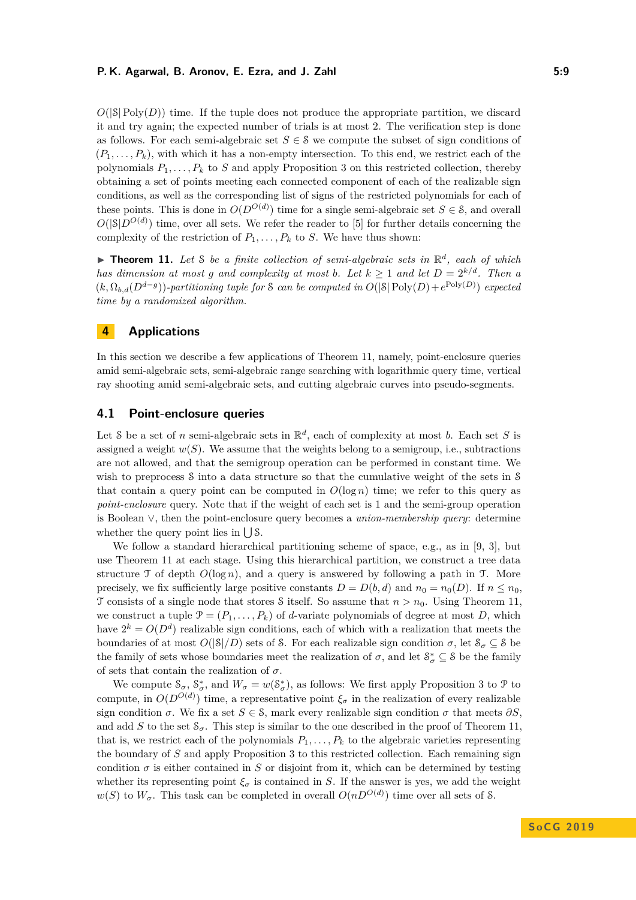$O(|\mathcal{S}|\,\mathrm{Poly}(D))$ time. If the tuple does not produce the appropriate partition, we discard it and try again; the expected number of trials is at most 2. The verification step is done as follows. For each semi-algebraic set $S \in \mathcal{S}$ we compute the subset of sign conditions of $(P_1, \ldots, P_k)$, with which it has a non-empty intersection. To this end, we restrict each of the polynomials $P_1, \ldots, P_k$ to $S$ and apply Proposition 3 on this restricted collection, thereby obtaining a set of points meeting each connected component of each of the realizable sign conditions, as well as the corresponding list of signs of the restricted polynomials for each of these points. This is done in $O(D^{O(d)})$ time for a single semi-algebraic set $S \in \mathcal{S}$, and overall $O(|\mathcal{S}|D^{O(d)})$ time, over all sets. We refer the reader to [5] for further details concerning the complexity of the restriction of $P_1, \ldots, P_k$ to $S$. We have thus shown:

▶ **Theorem 11.** *Let $\mathcal{S}$ be a finite collection of semi-algebraic sets in $\mathbb{R}^d$, each of which has dimension at most $g$ and complexity at most $b$. Let $k \geq 1$ and let $D = 2^{k/d}$. Then a $(k, \Omega_{b,d}(D^{d-g}))$-partitioning tuple for $\mathcal{S}$ can be computed in $O(|\mathcal{S}|\,\mathrm{Poly}(D) + e^{\mathrm{Poly}(D)})$ expected time by a randomized algorithm.*

## 4 Applications

In this section we describe a few applications of Theorem 11, namely, point-enclosure queries amid semi-algebraic sets, semi-algebraic range searching with logarithmic query time, vertical ray shooting amid semi-algebraic sets, and cutting algebraic curves into pseudo-segments.

### 4.1 Point-enclosure queries

Let $\mathcal{S}$ be a set of $n$ semi-algebraic sets in $\mathbb{R}^d$, each of complexity at most $b$. Each set $S$ is assigned a weight $w(S)$. We assume that the weights belong to a semigroup, i.e., subtractions are not allowed, and that the semigroup operation can be performed in constant time. We wish to preprocess $\mathcal{S}$ into a data structure so that the cumulative weight of the sets in $\mathcal{S}$ that contain a query point can be computed in $O(\log n)$ time; we refer to this query as *point-enclosure* query. Note that if the weight of each set is 1 and the semi-group operation is Boolean $\vee$, then the point-enclosure query becomes a *union-membership query*: determine whether the query point lies in $\bigcup \mathcal{S}$.

We follow a standard hierarchical partitioning scheme of space, e.g., as in [9, 3], but use Theorem 11 at each stage. Using this hierarchical partition, we construct a tree data structure $\mathcal{T}$ of depth $O(\log n)$, and a query is answered by following a path in $\mathcal{T}$. More precisely, we fix sufficiently large positive constants $D = D(b, d)$ and $n_0 = n_0(D)$. If $n \leq n_0$, $\mathcal{T}$ consists of a single node that stores $\mathcal{S}$ itself. So assume that $n > n_0$. Using Theorem 11, we construct a tuple $\mathcal{P} = (P_1, \ldots, P_k)$ of $d$-variate polynomials of degree at most $D$, which have $2^k = O(D^d)$ realizable sign conditions, each of which with a realization that meets the boundaries of at most $O(|\mathcal{S}|/D)$ sets of $\mathcal{S}$. For each realizable sign condition $\sigma$, let $\mathcal{S}_\sigma \subseteq \mathcal{S}$ be the family of sets whose boundaries meet the realization of $\sigma$, and let $\mathcal{S}^*_\sigma \subseteq \mathcal{S}$ be the family of sets that contain the realization of $\sigma$.

We compute $\mathcal{S}_\sigma$, $\mathcal{S}^*_\sigma$, and $W_\sigma = w(\mathcal{S}^*_\sigma)$, as follows: We first apply Proposition 3 to $\mathcal{P}$ to compute, in $O(D^{O(d)})$ time, a representative point $\xi_\sigma$ in the realization of every realizable sign condition $\sigma$. We fix a set $S \in \mathcal{S}$, mark every realizable sign condition $\sigma$ that meets $\partial S$, and add $S$ to the set $\mathcal{S}_\sigma$. This step is similar to the one described in the proof of Theorem 11, that is, we restrict each of the polynomials $P_1, \ldots, P_k$ to the algebraic varieties representing the boundary of $S$ and apply Proposition 3 to this restricted collection. Each remaining sign condition $\sigma$ is either contained in $S$ or disjoint from it, which can be determined by testing whether its representing point $\xi_\sigma$ is contained in $S$. If the answer is yes, we add the weight $w(S)$ to $W_\sigma$. This task can be completed in overall $O(nD^{O(d)})$ time over all sets of $\mathcal{S}$.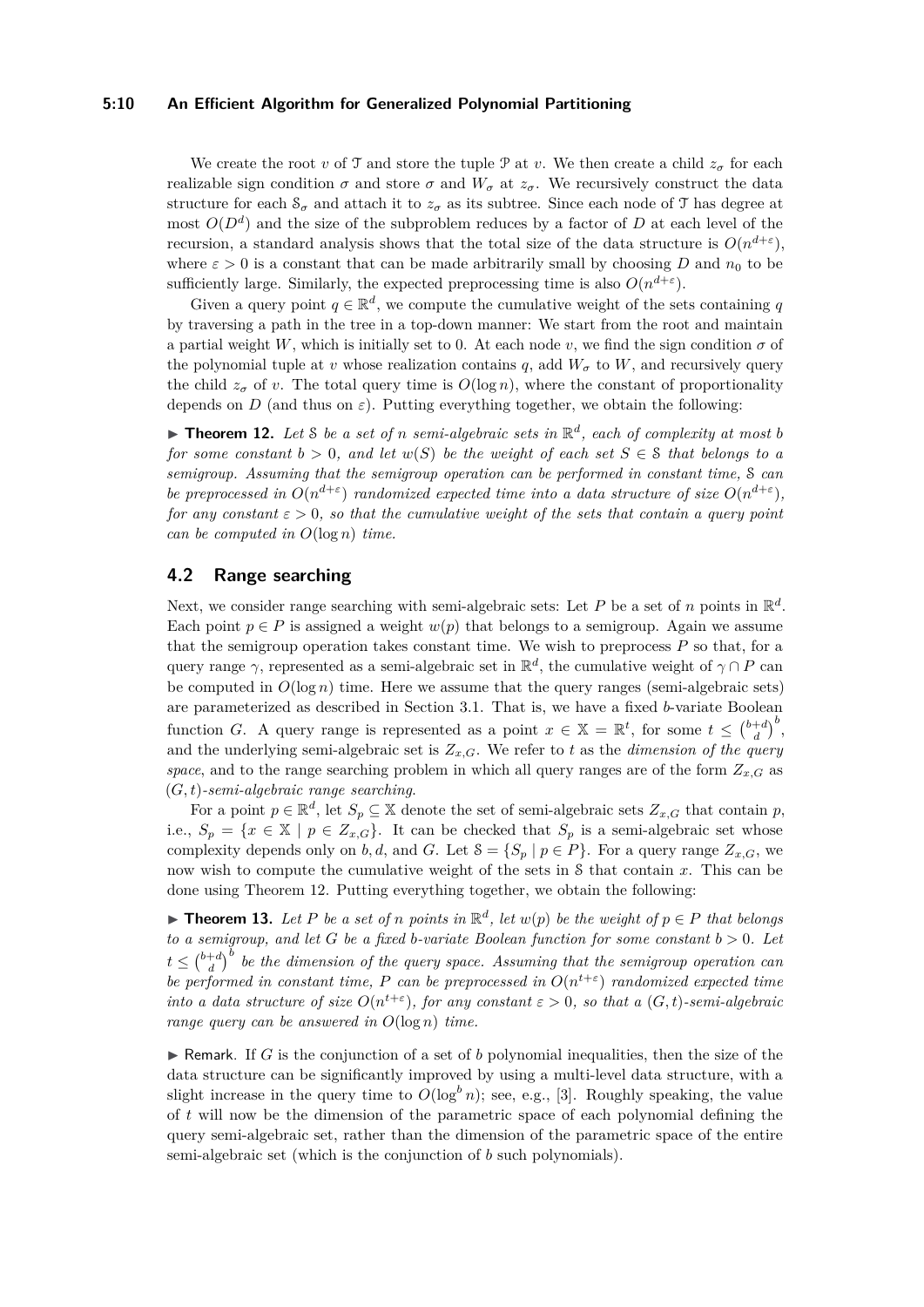We create the root $v$ of $\mathcal{T}$ and store the tuple $\mathcal{P}$ at $v$. We then create a child $z_\sigma$ for each realizable sign condition $\sigma$ and store $\sigma$ and $W_\sigma$ at $z_\sigma$. We recursively construct the data structure for each $\mathcal{S}_\sigma$ and attach it to $z_\sigma$ as its subtree. Since each node of $\mathcal{T}$ has degree at most $O(D^d)$ and the size of the subproblem reduces by a factor of $D$ at each level of the recursion, a standard analysis shows that the total size of the data structure is $O(n^{d+\varepsilon})$, where $\varepsilon > 0$ is a constant that can be made arbitrarily small by choosing $D$ and $n_0$ to be sufficiently large. Similarly, the expected preprocessing time is also $O(n^{d+\varepsilon})$.

Given a query point $q \in \mathbb{R}^d$, we compute the cumulative weight of the sets containing $q$ by traversing a path in the tree in a top-down manner: We start from the root and maintain a partial weight $W$, which is initially set to 0. At each node $v$, we find the sign condition $\sigma$ of the polynomial tuple at $v$ whose realization contains $q$, add $W_\sigma$ to $W$, and recursively query the child $z_\sigma$ of $v$. The total query time is $O(\log n)$, where the constant of proportionality depends on $D$ (and thus on $\varepsilon$). Putting everything together, we obtain the following:

▶ **Theorem 12.** *Let $\mathcal{S}$ be a set of $n$ semi-algebraic sets in $\mathbb{R}^d$, each of complexity at most $b$ for some constant $b > 0$, and let $w(S)$ be the weight of each set $S \in \mathcal{S}$ that belongs to a semigroup. Assuming that the semigroup operation can be performed in constant time, $\mathcal{S}$ can be preprocessed in $O(n^{d+\varepsilon})$ randomized expected time into a data structure of size $O(n^{d+\varepsilon})$, for any constant $\varepsilon > 0$, so that the cumulative weight of the sets that contain a query point can be computed in $O(\log n)$ time.*

## 4.2 Range searching

Next, we consider range searching with semi-algebraic sets: Let $P$ be a set of $n$ points in $\mathbb{R}^d$. Each point $p \in P$ is assigned a weight $w(p)$ that belongs to a semigroup. Again we assume that the semigroup operation takes constant time. We wish to preprocess $P$ so that, for a query range $\gamma$, represented as a semi-algebraic set in $\mathbb{R}^d$, the cumulative weight of $\gamma \cap P$ can be computed in $O(\log n)$ time. Here we assume that the query ranges (semi-algebraic sets) are parameterized as described in Section 3.1. That is, we have a fixed $b$-variate Boolean function $G$. A query range is represented as a point $x \in \mathbb{X} = \mathbb{R}^t$, for some $t \le \binom{b+d}{d}^b$, and the underlying semi-algebraic set is $Z_{x,G}$. We refer to $t$ as the *dimension of the query space*, and to the range searching problem in which all query ranges are of the form $Z_{x,G}$ as $(G,t)$*-semi-algebraic range searching*.

For a point $p \in \mathbb{R}^d$, let $S_p \subseteq \mathbb{X}$ denote the set of semi-algebraic sets $Z_{x,G}$ that contain $p$, i.e., $S_p = \{x \in \mathbb{X} \mid p \in Z_{x,G}\}$. It can be checked that $S_p$ is a semi-algebraic set whose complexity depends only on $b, d$, and $G$. Let $\mathcal{S} = \{S_p \mid p \in P\}$. For a query range $Z_{x,G}$, we now wish to compute the cumulative weight of the sets in $\mathcal{S}$ that contain $x$. This can be done using Theorem 12. Putting everything together, we obtain the following:

▶ **Theorem 13.** *Let $P$ be a set of $n$ points in $\mathbb{R}^d$, let $w(p)$ be the weight of $p \in P$ that belongs to a semigroup, and let $G$ be a fixed $b$-variate Boolean function for some constant $b > 0$. Let $t \le \binom{b+d}{d}^b$ be the dimension of the query space. Assuming that the semigroup operation can be performed in constant time, $P$ can be preprocessed in $O(n^{t+\varepsilon})$ randomized expected time into a data structure of size $O(n^{t+\varepsilon})$, for any constant $\varepsilon > 0$, so that a $(G,t)$-semi-algebraic range query can be answered in $O(\log n)$ time.*

▶ Remark. If $G$ is the conjunction of a set of $b$ polynomial inequalities, then the size of the data structure can be significantly improved by using a multi-level data structure, with a slight increase in the query time to $O(\log^b n)$; see, e.g., [3]. Roughly speaking, the value of $t$ will now be the dimension of the parametric space of each polynomial defining the query semi-algebraic set, rather than the dimension of the parametric space of the entire semi-algebraic set (which is the conjunction of $b$ such polynomials).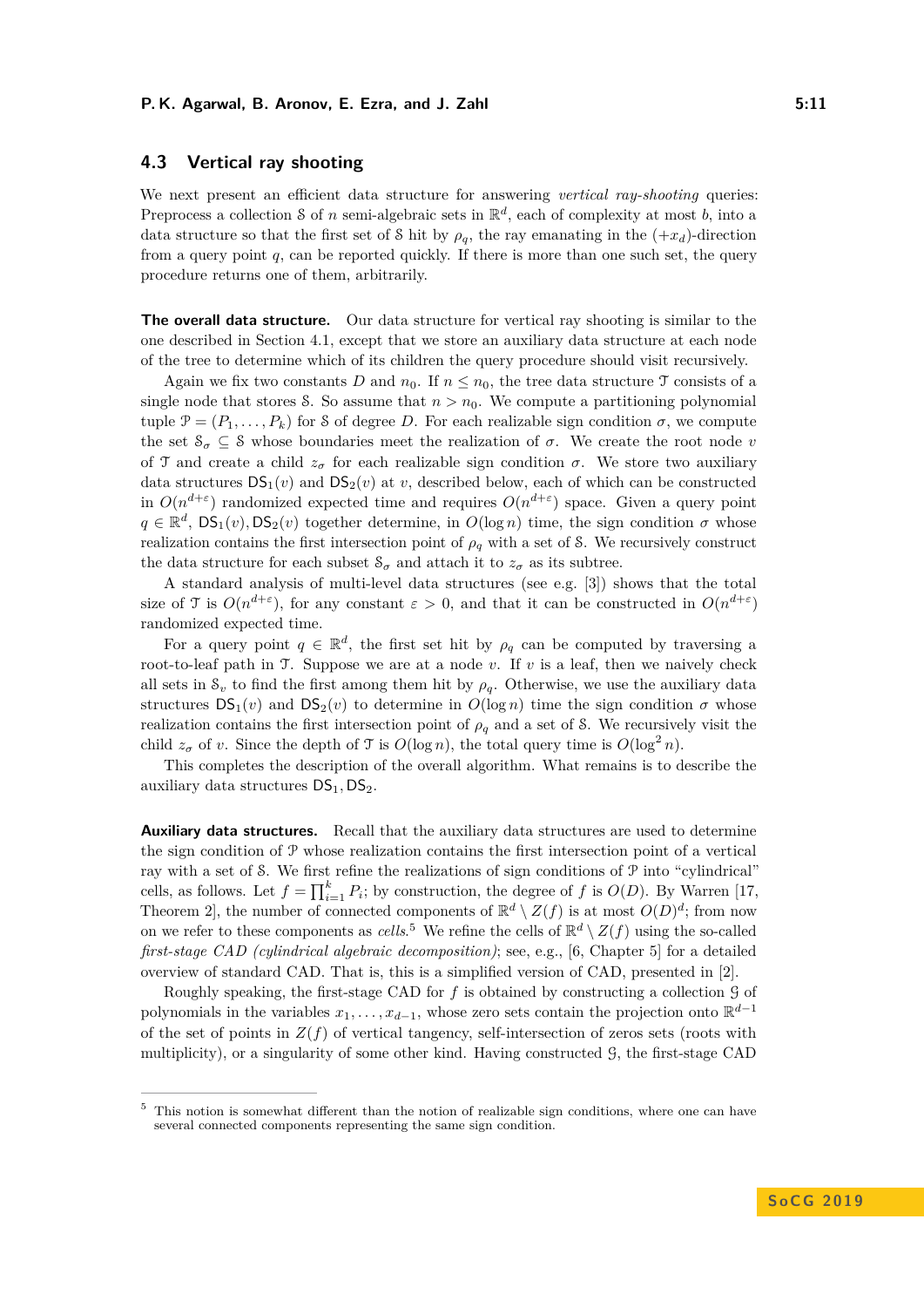### 4.3 Vertical ray shooting

We next present an efficient data structure for answering *vertical ray-shooting* queries: Preprocess a collection $\mathcal{S}$ of $n$ semi-algebraic sets in $\mathbb{R}^d$, each of complexity at most $b$, into a data structure so that the first set of $\mathcal{S}$ hit by $\rho_q$, the ray emanating in the $(+x_d)$-direction from a query point $q$, can be reported quickly. If there is more than one such set, the query procedure returns one of them, arbitrarily.

**The overall data structure.** Our data structure for vertical ray shooting is similar to the one described in Section 4.1, except that we store an auxiliary data structure at each node of the tree to determine which of its children the query procedure should visit recursively.

Again we fix two constants $D$ and $n_0$. If $n \le n_0$, the tree data structure $\mathcal{T}$ consists of a single node that stores $\mathcal{S}$. So assume that $n > n_0$. We compute a partitioning polynomial tuple $\mathcal{P} = (P_1, \dots, P_k)$ for $\mathcal{S}$ of degree $D$. For each realizable sign condition $\sigma$, we compute the set $\mathcal{S}_\sigma \subseteq \mathcal{S}$ whose boundaries meet the realization of $\sigma$. We create the root node $v$ of $\mathcal{T}$ and create a child $z_\sigma$ for each realizable sign condition $\sigma$. We store two auxiliary data structures $\mathsf{DS}_1(v)$ and $\mathsf{DS}_2(v)$ at $v$, described below, each of which can be constructed in $O(n^{d+\varepsilon})$ randomized expected time and requires $O(n^{d+\varepsilon})$ space. Given a query point $q \in \mathbb{R}^d$, $\mathsf{DS}_1(v), \mathsf{DS}_2(v)$ together determine, in $O(\log n)$ time, the sign condition $\sigma$ whose realization contains the first intersection point of $\rho_q$ with a set of $\mathcal{S}$. We recursively construct the data structure for each subset $\mathcal{S}_\sigma$ and attach it to $z_\sigma$ as its subtree.

A standard analysis of multi-level data structures (see e.g. [3]) shows that the total size of $\mathcal{T}$ is $O(n^{d+\varepsilon})$, for any constant $\varepsilon > 0$, and that it can be constructed in $O(n^{d+\varepsilon})$ randomized expected time.

For a query point $q \in \mathbb{R}^d$, the first set hit by $\rho_q$ can be computed by traversing a root-to-leaf path in $\mathcal{T}$. Suppose we are at a node $v$. If $v$ is a leaf, then we naively check all sets in $\mathcal{S}_v$ to find the first among them hit by $\rho_q$. Otherwise, we use the auxiliary data structures $\mathsf{DS}_1(v)$ and $\mathsf{DS}_2(v)$ to determine in $O(\log n)$ time the sign condition $\sigma$ whose realization contains the first intersection point of $\rho_q$ and a set of $\mathcal{S}$. We recursively visit the child $z_\sigma$ of $v$. Since the depth of $\mathcal{T}$ is $O(\log n)$, the total query time is $O(\log^2 n)$.

This completes the description of the overall algorithm. What remains is to describe the auxiliary data structures $\mathsf{DS}_1, \mathsf{DS}_2$.

**Auxiliary data structures.** Recall that the auxiliary data structures are used to determine the sign condition of $\mathcal{P}$ whose realization contains the first intersection point of a vertical ray with a set of $\mathcal{S}$. We first refine the realizations of sign conditions of $\mathcal{P}$ into "cylindrical" cells, as follows. Let $f = \prod_{i=1}^{k} P_i$; by construction, the degree of $f$ is $O(D)$. By Warren [17, Theorem 2], the number of connected components of $\mathbb{R}^d \setminus Z(f)$ is at most $O(D)^d$; from now on we refer to these components as *cells*.[5] We refine the cells of $\mathbb{R}^d \setminus Z(f)$ using the so-called *first-stage CAD (cylindrical algebraic decomposition)*; see, e.g., [6, Chapter 5] for a detailed overview of standard CAD. That is, this is a simplified version of CAD, presented in [2].

Roughly speaking, the first-stage CAD for $f$ is obtained by constructing a collection $\mathcal{G}$ of polynomials in the variables $x_1, \dots, x_{d-1}$, whose zero sets contain the projection onto $\mathbb{R}^{d-1}$ of the set of points in $Z(f)$ of vertical tangency, self-intersection of zeros sets (roots with multiplicity), or a singularity of some other kind. Having constructed $\mathcal{G}$, the first-stage CAD

[5] This notion is somewhat different than the notion of realizable sign conditions, where one can have several connected components representing the same sign condition.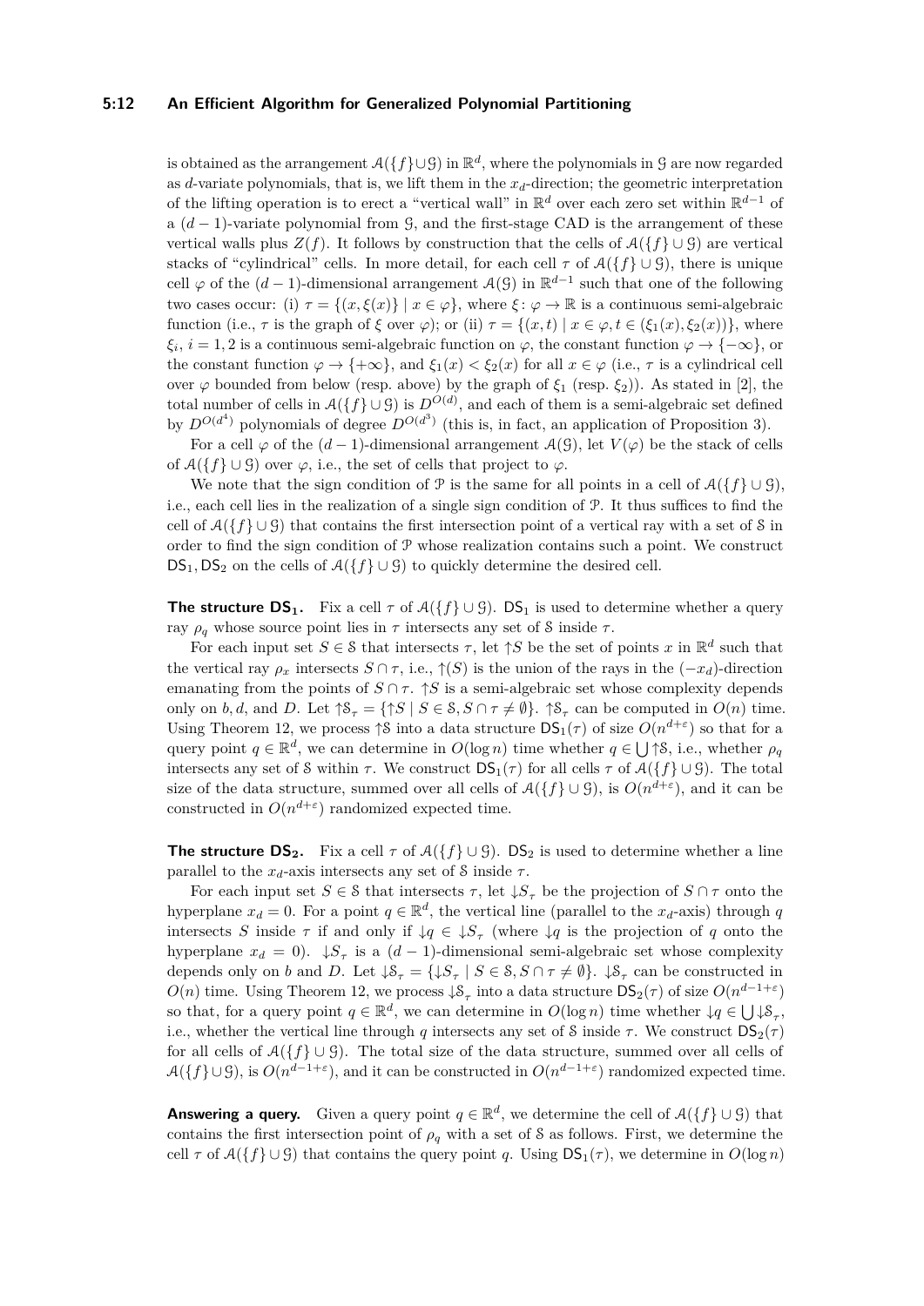is obtained as the arrangement $\mathcal{A}(\{f\}\cup\mathcal{G})$ in $\mathbb{R}^d$, where the polynomials in $\mathcal{G}$ are now regarded as $d$-variate polynomials, that is, we lift them in the $x_d$-direction; the geometric interpretation of the lifting operation is to erect a "vertical wall" in $\mathbb{R}^d$ over each zero set within $\mathbb{R}^{d-1}$ of a $(d-1)$-variate polynomial from $\mathcal{G}$, and the first-stage CAD is the arrangement of these vertical walls plus $Z(f)$. It follows by construction that the cells of $\mathcal{A}(\{f\}\cup\mathcal{G})$ are vertical stacks of "cylindrical" cells. In more detail, for each cell $\tau$ of $\mathcal{A}(\{f\}\cup\mathcal{G})$, there is unique cell $\varphi$ of the $(d-1)$-dimensional arrangement $\mathcal{A}(\mathcal{G})$ in $\mathbb{R}^{d-1}$ such that one of the following two cases occur: (i) $\tau = \{(x,\xi(x)) \mid x\in\varphi\}$, where $\xi\colon\varphi\to\mathbb{R}$ is a continuous semi-algebraic function (i.e., $\tau$ is the graph of $\xi$ over $\varphi$); or (ii) $\tau=\{(x,t)\mid x\in\varphi, t\in(\xi_1(x),\xi_2(x))\}$, where $\xi_i$, $i=1,2$ is a continuous semi-algebraic function on $\varphi$, the constant function $\varphi\to\{-\infty\}$, or the constant function $\varphi\to\{+\infty\}$, and $\xi_1(x)<\xi_2(x)$ for all $x\in\varphi$ (i.e., $\tau$ is a cylindrical cell over $\varphi$ bounded from below (resp. above) by the graph of $\xi_1$ (resp. $\xi_2$)). As stated in [2], the total number of cells in $\mathcal{A}(\{f\}\cup\mathcal{G})$ is $D^{O(d)}$, and each of them is a semi-algebraic set defined by $D^{O(d^4)}$ polynomials of degree $D^{O(d^3)}$ (this is, in fact, an application of Proposition 3).

For a cell $\varphi$ of the $(d-1)$-dimensional arrangement $\mathcal{A}(\mathcal{G})$, let $V(\varphi)$ be the stack of cells of $\mathcal{A}(\{f\}\cup\mathcal{G})$ over $\varphi$, i.e., the set of cells that project to $\varphi$.

We note that the sign condition of $\mathcal{P}$ is the same for all points in a cell of $\mathcal{A}(\{f\}\cup\mathcal{G})$, i.e., each cell lies in the realization of a single sign condition of $\mathcal{P}$. It thus suffices to find the cell of $\mathcal{A}(\{f\}\cup\mathcal{G})$ that contains the first intersection point of a vertical ray with a set of $\mathcal{S}$ in order to find the sign condition of $\mathcal{P}$ whose realization contains such a point. We construct $\mathsf{DS}_1, \mathsf{DS}_2$ on the cells of $\mathcal{A}(\{f\}\cup\mathcal{G})$ to quickly determine the desired cell.

**The structure $\mathsf{DS}_1$.** Fix a cell $\tau$ of $\mathcal{A}(\{f\}\cup\mathcal{G})$. $\mathsf{DS}_1$ is used to determine whether a query ray $\rho_q$ whose source point lies in $\tau$ intersects any set of $\mathcal{S}$ inside $\tau$.

For each input set $S\in\mathcal{S}$ that intersects $\tau$, let $\uparrow S$ be the set of points $x$ in $\mathbb{R}^d$ such that the vertical ray $\rho_x$ intersects $S\cap\tau$, i.e., $\uparrow(S)$ is the union of the rays in the $(-x_d)$-direction emanating from the points of $S\cap\tau$. $\uparrow S$ is a semi-algebraic set whose complexity depends only on $b, d$, and $D$. Let $\uparrow\mathcal{S}_\tau = \{\uparrow S \mid S\in\mathcal{S}, S\cap\tau\neq\emptyset\}$. $\uparrow\mathcal{S}_\tau$ can be computed in $O(n)$ time. Using Theorem 12, we process $\uparrow\mathcal{S}$ into a data structure $\mathsf{DS}_1(\tau)$ of size $O(n^{d+\varepsilon})$ so that for a query point $q\in\mathbb{R}^d$, we can determine in $O(\log n)$ time whether $q\in\bigcup\uparrow\mathcal{S}$, i.e., whether $\rho_q$ intersects any set of $\mathcal{S}$ within $\tau$. We construct $\mathsf{DS}_1(\tau)$ for all cells $\tau$ of $\mathcal{A}(\{f\}\cup\mathcal{G})$. The total size of the data structure, summed over all cells of $\mathcal{A}(\{f\}\cup\mathcal{G})$, is $O(n^{d+\varepsilon})$, and it can be constructed in $O(n^{d+\varepsilon})$ randomized expected time.

**The structure $\mathsf{DS}_2$.** Fix a cell $\tau$ of $\mathcal{A}(\{f\}\cup\mathcal{G})$. $\mathsf{DS}_2$ is used to determine whether a line parallel to the $x_d$-axis intersects any set of $\mathcal{S}$ inside $\tau$.

For each input set $S\in\mathcal{S}$ that intersects $\tau$, let $\downarrow S_\tau$ be the projection of $S\cap\tau$ onto the hyperplane $x_d=0$. For a point $q\in\mathbb{R}^d$, the vertical line (parallel to the $x_d$-axis) through $q$ intersects $S$ inside $\tau$ if and only if $\downarrow q\in\downarrow S_\tau$ (where $\downarrow q$ is the projection of $q$ onto the hyperplane $x_d=0$). $\downarrow S_\tau$ is a $(d-1)$-dimensional semi-algebraic set whose complexity depends only on $b$ and $D$. Let $\downarrow\mathcal{S}_\tau=\{\downarrow S_\tau \mid S\in\mathcal{S}, S\cap\tau\neq\emptyset\}$. $\downarrow\mathcal{S}_\tau$ can be constructed in $O(n)$ time. Using Theorem 12, we process $\downarrow\mathcal{S}_\tau$ into a data structure $\mathsf{DS}_2(\tau)$ of size $O(n^{d-1+\varepsilon})$ so that, for a query point $q\in\mathbb{R}^d$, we can determine in $O(\log n)$ time whether $\downarrow q\in\bigcup\downarrow\mathcal{S}_\tau$, i.e., whether the vertical line through $q$ intersects any set of $\mathcal{S}$ inside $\tau$. We construct $\mathsf{DS}_2(\tau)$ for all cells of $\mathcal{A}(\{f\}\cup\mathcal{G})$. The total size of the data structure, summed over all cells of $\mathcal{A}(\{f\}\cup\mathcal{G})$, is $O(n^{d-1+\varepsilon})$, and it can be constructed in $O(n^{d-1+\varepsilon})$ randomized expected time.

**Answering a query.** Given a query point $q\in\mathbb{R}^d$, we determine the cell of $\mathcal{A}(\{f\}\cup\mathcal{G})$ that contains the first intersection point of $\rho_q$ with a set of $\mathcal{S}$ as follows. First, we determine the cell $\tau$ of $\mathcal{A}(\{f\}\cup\mathcal{G})$ that contains the query point $q$. Using $\mathsf{DS}_1(\tau)$, we determine in $O(\log n)$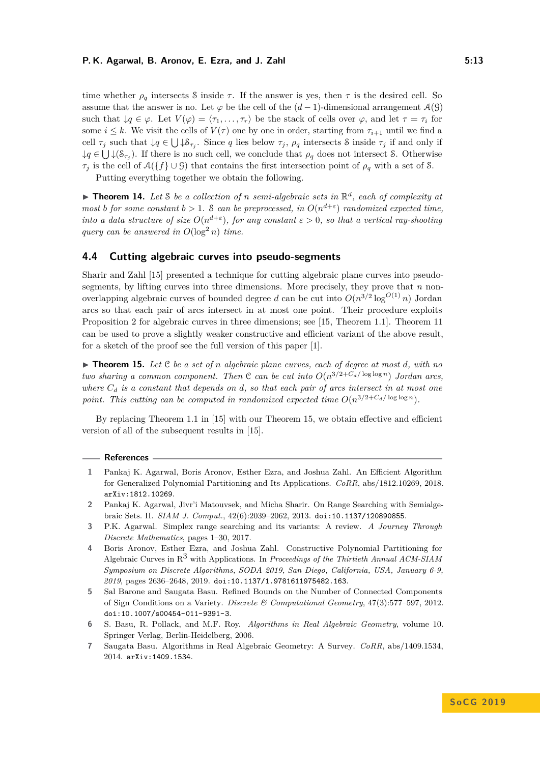time whether $\rho_q$ intersects $\mathcal{S}$ inside $\tau$. If the answer is yes, then $\tau$ is the desired cell. So assume that the answer is no. Let $\varphi$ be the cell of the $(d-1)$-dimensional arrangement $\mathcal{A}(\mathcal{G})$ such that $\downarrow q \in \varphi$. Let $V(\varphi) = \langle \tau_1, \ldots, \tau_r \rangle$ be the stack of cells over $\varphi$, and let $\tau = \tau_i$ for some $i \le k$. We visit the cells of $V(\tau)$ one by one in order, starting from $\tau_{i+1}$ until we find a cell $\tau_j$ such that $\downarrow q \in \bigcup \downarrow \mathcal{S}_{\tau_j}$. Since $q$ lies below $\tau_j$, $\rho_q$ intersects $\mathcal{S}$ inside $\tau_j$ if and only if $\downarrow q \in \bigcup \downarrow(\mathcal{S}_{\tau_j})$. If there is no such cell, we conclude that $\rho_q$ does not intersect $\mathcal{S}$. Otherwise $\tau_j$ is the cell of $\mathcal{A}(\{f\} \cup \mathcal{G})$ that contains the first intersection point of $\rho_q$ with a set of $\mathcal{S}$.

Putting everything together we obtain the following.

▶ **Theorem 14.** *Let $\mathcal{S}$ be a collection of $n$ semi-algebraic sets in $\mathbb{R}^d$, each of complexity at most $b$ for some constant $b > 1$. $\mathcal{S}$ can be preprocessed, in $O(n^{d+\varepsilon})$ randomized expected time, into a data structure of size $O(n^{d+\varepsilon})$, for any constant $\varepsilon > 0$, so that a vertical ray-shooting query can be answered in $O(\log^2 n)$ time.*

## 4.4 Cutting algebraic curves into pseudo-segments

Sharir and Zahl [15] presented a technique for cutting algebraic plane curves into pseudo-segments, by lifting curves into three dimensions. More precisely, they prove that $n$ non-overlapping algebraic curves of bounded degree $d$ can be cut into $O(n^{3/2} \log^{O(1)} n)$ Jordan arcs so that each pair of arcs intersect in at most one point. Their procedure exploits Proposition 2 for algebraic curves in three dimensions; see [15, Theorem 1.1]. Theorem 11 can be used to prove a slightly weaker constructive and efficient variant of the above result, for a sketch of the proof see the full version of this paper [1].

▶ **Theorem 15.** *Let $\mathcal{C}$ be a set of $n$ algebraic plane curves, each of degree at most $d$, with no two sharing a common component. Then $\mathcal{C}$ can be cut into $O(n^{3/2+C_d/\log\log n})$ Jordan arcs, where $C_d$ is a constant that depends on $d$, so that each pair of arcs intersect in at most one point. This cutting can be computed in randomized expected time $O(n^{3/2+C_d/\log\log n})$.*

By replacing Theorem 1.1 in [15] with our Theorem 15, we obtain effective and efficient version of all of the subsequent results in [15].

## References

1. Pankaj K. Agarwal, Boris Aronov, Esther Ezra, and Joshua Zahl. An Efficient Algorithm for Generalized Polynomial Partitioning and Its Applications. *CoRR*, abs/1812.10269, 2018. arXiv:1812.10269.
2. Pankaj K. Agarwal, Jivr'i Matouvsek, and Micha Sharir. On Range Searching with Semialgebraic Sets. II. *SIAM J. Comput.*, 42(6):2039–2062, 2013. doi:10.1137/120890855.
3. P.K. Agarwal. Simplex range searching and its variants: A review. *A Journey Through Discrete Mathematics*, pages 1–30, 2017.
4. Boris Aronov, Esther Ezra, and Joshua Zahl. Constructive Polynomial Partitioning for Algebraic Curves in $\mathbb{R}^3$ with Applications. In *Proceedings of the Thirtieth Annual ACM-SIAM Symposium on Discrete Algorithms, SODA 2019, San Diego, California, USA, January 6-9, 2019*, pages 2636–2648, 2019. doi:10.1137/1.9781611975482.163.
5. Sal Barone and Saugata Basu. Refined Bounds on the Number of Connected Components of Sign Conditions on a Variety. *Discrete & Computational Geometry*, 47(3):577–597, 2012. doi:10.1007/s00454-011-9391-3.
6. S. Basu, R. Pollack, and M.F. Roy. *Algorithms in Real Algebraic Geometry*, volume 10. Springer Verlag, Berlin-Heidelberg, 2006.
7. Saugata Basu. Algorithms in Real Algebraic Geometry: A Survey. *CoRR*, abs/1409.1534, 2014. arXiv:1409.1534.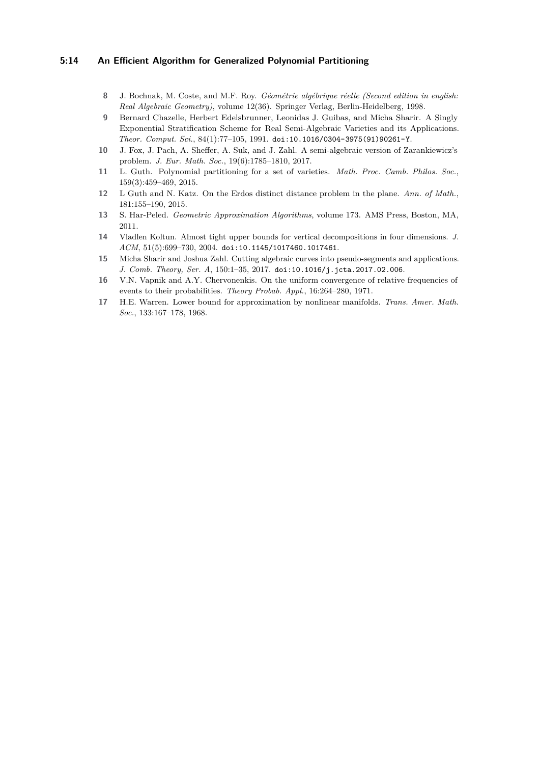8. J. Bochnak, M. Coste, and M.F. Roy. *Géométrie algébrique réelle (Second edition in english: Real Algebraic Geometry)*, volume 12(36). Springer Verlag, Berlin-Heidelberg, 1998.
9. Bernard Chazelle, Herbert Edelsbrunner, Leonidas J. Guibas, and Micha Sharir. A Singly Exponential Stratification Scheme for Real Semi-Algebraic Varieties and its Applications. *Theor. Comput. Sci.*, 84(1):77–105, 1991. doi:10.1016/0304-3975(91)90261-Y.
10. J. Fox, J. Pach, A. Sheffer, A. Suk, and J. Zahl. A semi-algebraic version of Zarankiewicz's problem. *J. Eur. Math. Soc.*, 19(6):1785–1810, 2017.
11. L. Guth. Polynomial partitioning for a set of varieties. *Math. Proc. Camb. Philos. Soc.*, 159(3):459–469, 2015.
12. L Guth and N. Katz. On the Erdos distinct distance problem in the plane. *Ann. of Math.*, 181:155–190, 2015.
13. S. Har-Peled. *Geometric Approximation Algorithms*, volume 173. AMS Press, Boston, MA, 2011.
14. Vladlen Koltun. Almost tight upper bounds for vertical decompositions in four dimensions. *J. ACM*, 51(5):699–730, 2004. doi:10.1145/1017460.1017461.
15. Micha Sharir and Joshua Zahl. Cutting algebraic curves into pseudo-segments and applications. *J. Comb. Theory, Ser. A*, 150:1–35, 2017. doi:10.1016/j.jcta.2017.02.006.
16. V.N. Vapnik and A.Y. Chervonenkis. On the uniform convergence of relative frequencies of events to their probabilities. *Theory Probab. Appl.*, 16:264–280, 1971.
17. H.E. Warren. Lower bound for approximation by nonlinear manifolds. *Trans. Amer. Math. Soc.*, 133:167–178, 1968.